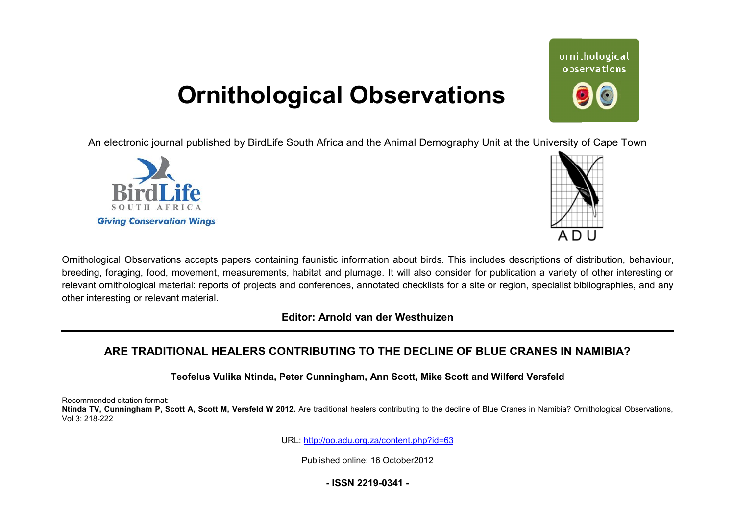# Ornithological Observations

An electronic journal published by BirdLife South Africa and the Animal Demography Unit at the University of Cape Town

Ornithological Observations accepts papers containing faunistic information about birds. This includes descriptions of distribution, behaviour, breeding, foraging, food, movement, measurements, habitat and plumage. It will also consider for publication a variety of other interesting or relevant ornithological material: reports of projects and conferences, annotated checklists for a site or region, specialist bibliographies, and any other interesting or relevant material.

**Editor: Arnold van der Westhuizen**

## ARE TRADITIONAL HEALERS CONTRIBUTING TO THE DECLINE OF BLUE CRANES IN NAMIBIA?

**Teofelus Vulika Ntinda, Peter Cunningham, Ann Scott, Mike Scott and Wilferd Versfeld**

Recommended citation format:
**Ntinda TV, Cunningham P, Scott A, Scott M, Versfeld W 2012.** Are traditional healers contributing to the decline of Blue Cranes in Namibia? Ornithological Observations, Vol 3: 218-222

URL: http://oo.adu.org.za/content.php?id=63

Published online: 16 October2012

**- ISSN 2219-0341 -**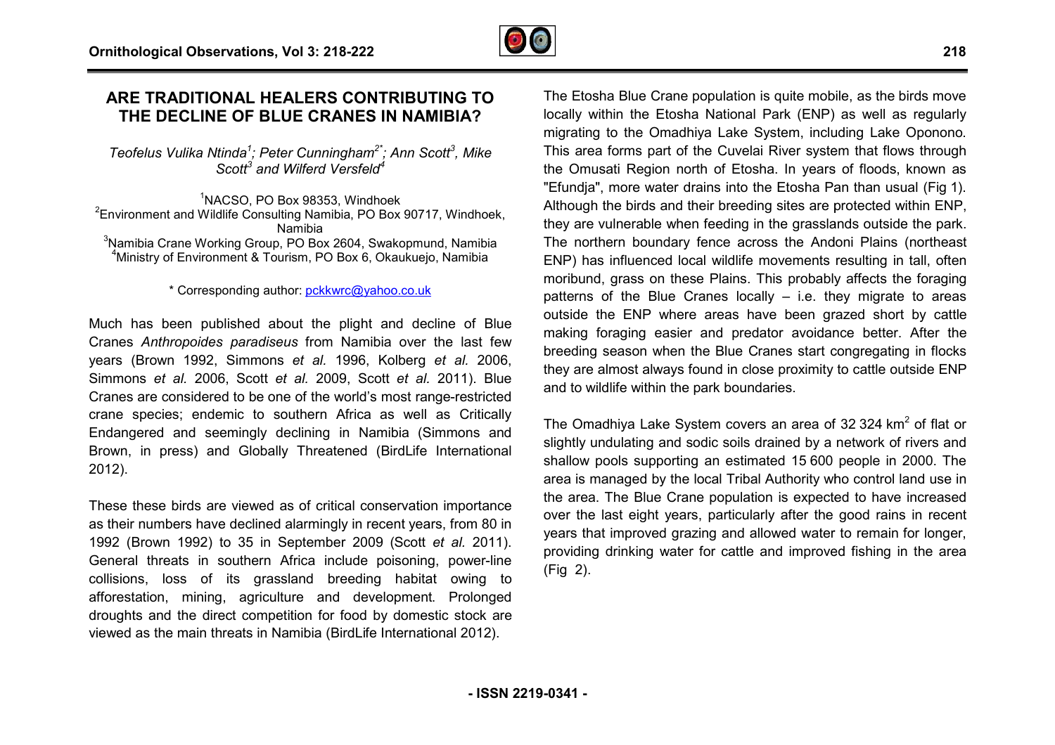# ARE TRADITIONAL HEALERS CONTRIBUTING TO THE DECLINE OF BLUE CRANES IN NAMIBIA?

*Teofelus Vulika Ntinda[1]; Peter Cunningham[2*]; Ann Scott[3], Mike Scott[3] and Wilferd Versfeld[4]*

[1]NACSO, PO Box 98353, Windhoek
[2]Environment and Wildlife Consulting Namibia, PO Box 90717, Windhoek, Namibia
[3]Namibia Crane Working Group, PO Box 2604, Swakopmund, Namibia
[4]Ministry of Environment & Tourism, PO Box 6, Okaukuejo, Namibia

\* Corresponding author: pckkwrc@yahoo.co.uk

Much has been published about the plight and decline of Blue Cranes *Anthropoides paradiseus* from Namibia over the last few years (Brown 1992, Simmons *et al.* 1996, Kolberg *et al.* 2006, Simmons *et al.* 2006, Scott *et al.* 2009, Scott *et al.* 2011). Blue Cranes are considered to be one of the world's most range-restricted crane species; endemic to southern Africa as well as Critically Endangered and seemingly declining in Namibia (Simmons and Brown, in press) and Globally Threatened (BirdLife International 2012).

These these birds are viewed as of critical conservation importance as their numbers have declined alarmingly in recent years, from 80 in 1992 (Brown 1992) to 35 in September 2009 (Scott *et al.* 2011). General threats in southern Africa include poisoning, power-line collisions, loss of its grassland breeding habitat owing to afforestation, mining, agriculture and development. Prolonged droughts and the direct competition for food by domestic stock are viewed as the main threats in Namibia (BirdLife International 2012).

The Etosha Blue Crane population is quite mobile, as the birds move locally within the Etosha National Park (ENP) as well as regularly migrating to the Omadhiya Lake System, including Lake Oponono. This area forms part of the Cuvelai River system that flows through the Omusati Region north of Etosha. In years of floods, known as "Efundja", more water drains into the Etosha Pan than usual (Fig 1). Although the birds and their breeding sites are protected within ENP, they are vulnerable when feeding in the grasslands outside the park. The northern boundary fence across the Andoni Plains (northeast ENP) has influenced local wildlife movements resulting in tall, often moribund, grass on these Plains. This probably affects the foraging patterns of the Blue Cranes locally – i.e. they migrate to areas outside the ENP where areas have been grazed short by cattle making foraging easier and predator avoidance better. After the breeding season when the Blue Cranes start congregating in flocks they are almost always found in close proximity to cattle outside ENP and to wildlife within the park boundaries.

The Omadhiya Lake System covers an area of 32 324 km$^2$ of flat or slightly undulating and sodic soils drained by a network of rivers and shallow pools supporting an estimated 15 600 people in 2000. The area is managed by the local Tribal Authority who control land use in the area. The Blue Crane population is expected to have increased over the last eight years, particularly after the good rains in recent years that improved grazing and allowed water to remain for longer, providing drinking water for cattle and improved fishing in the area (Fig 2).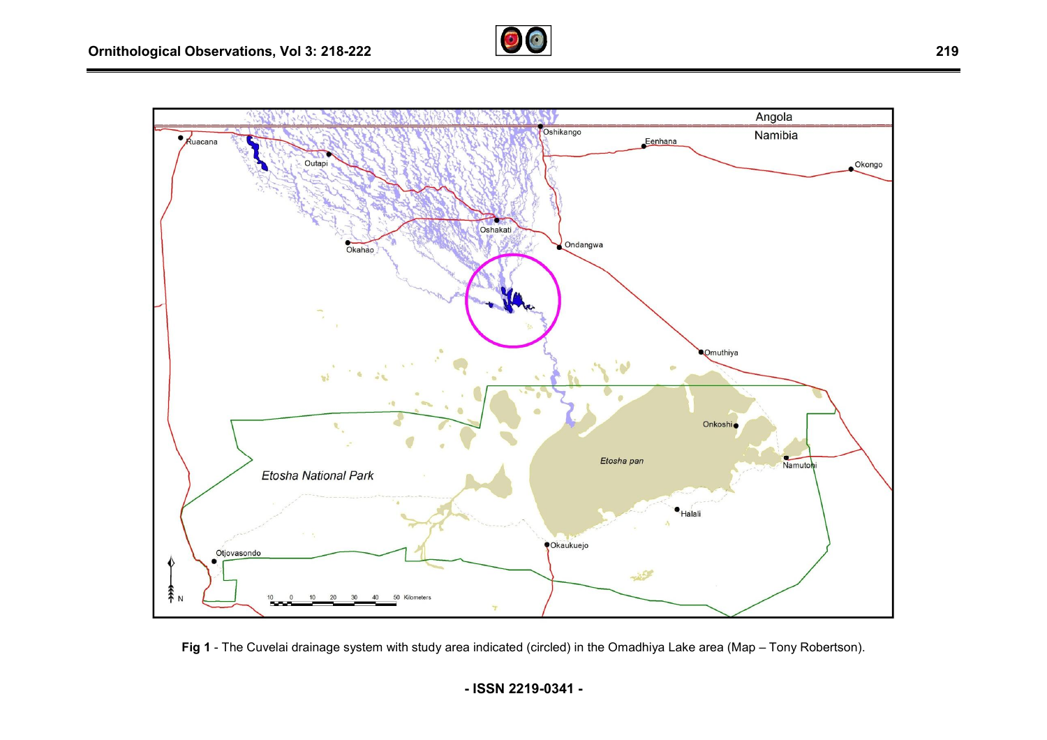**Fig 1** - The Cuvelai drainage system with study area indicated (circled) in the Omadhiya Lake area (Map – Tony Robertson).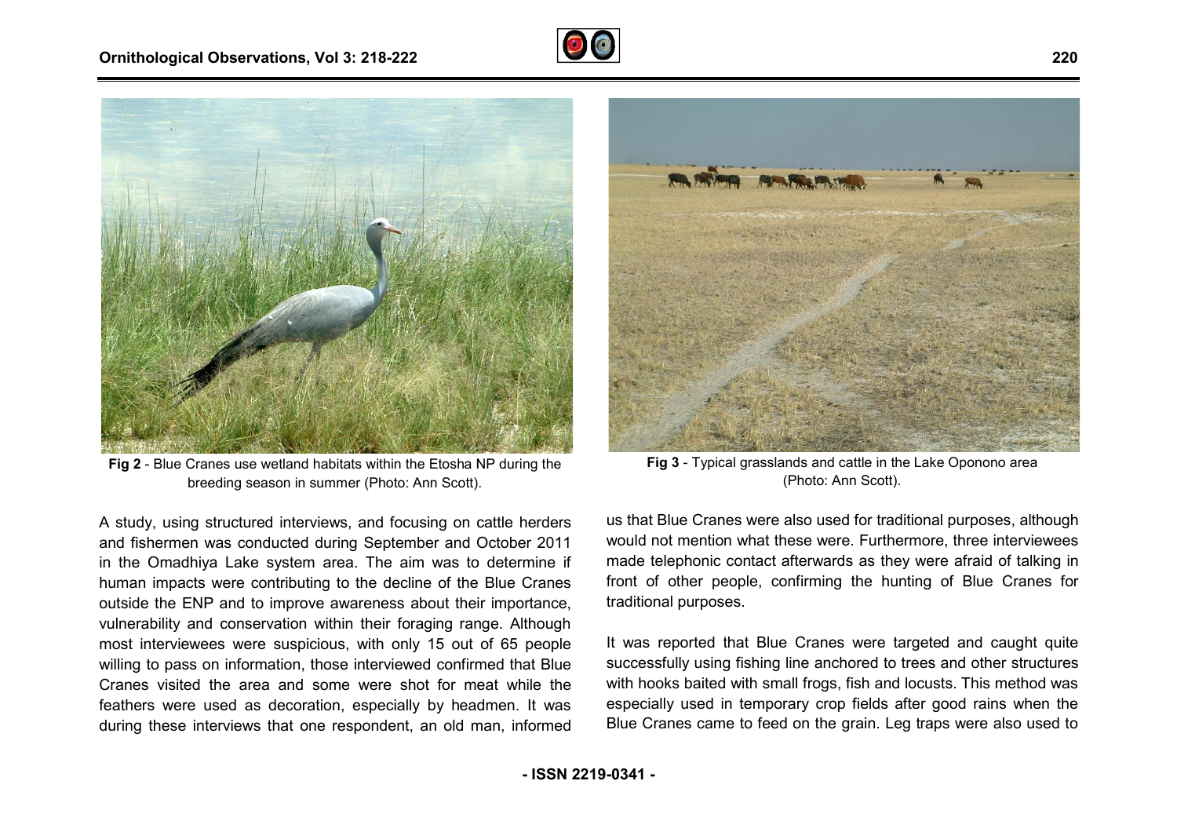**Fig 2** - Blue Cranes use wetland habitats within the Etosha NP during the breeding season in summer (Photo: Ann Scott).

**Fig 3** - Typical grasslands and cattle in the Lake Oponono area (Photo: Ann Scott).

A study, using structured interviews, and focusing on cattle herders and fishermen was conducted during September and October 2011 in the Omadhiya Lake system area. The aim was to determine if human impacts were contributing to the decline of the Blue Cranes outside the ENP and to improve awareness about their importance, vulnerability and conservation within their foraging range. Although most interviewees were suspicious, with only 15 out of 65 people willing to pass on information, those interviewed confirmed that Blue Cranes visited the area and some were shot for meat while the feathers were used as decoration, especially by headmen. It was during these interviews that one respondent, an old man, informed us that Blue Cranes were also used for traditional purposes, although would not mention what these were. Furthermore, three interviewees made telephonic contact afterwards as they were afraid of talking in front of other people, confirming the hunting of Blue Cranes for traditional purposes.

It was reported that Blue Cranes were targeted and caught quite successfully using fishing line anchored to trees and other structures with hooks baited with small frogs, fish and locusts. This method was especially used in temporary crop fields after good rains when the Blue Cranes came to feed on the grain. Leg traps were also used to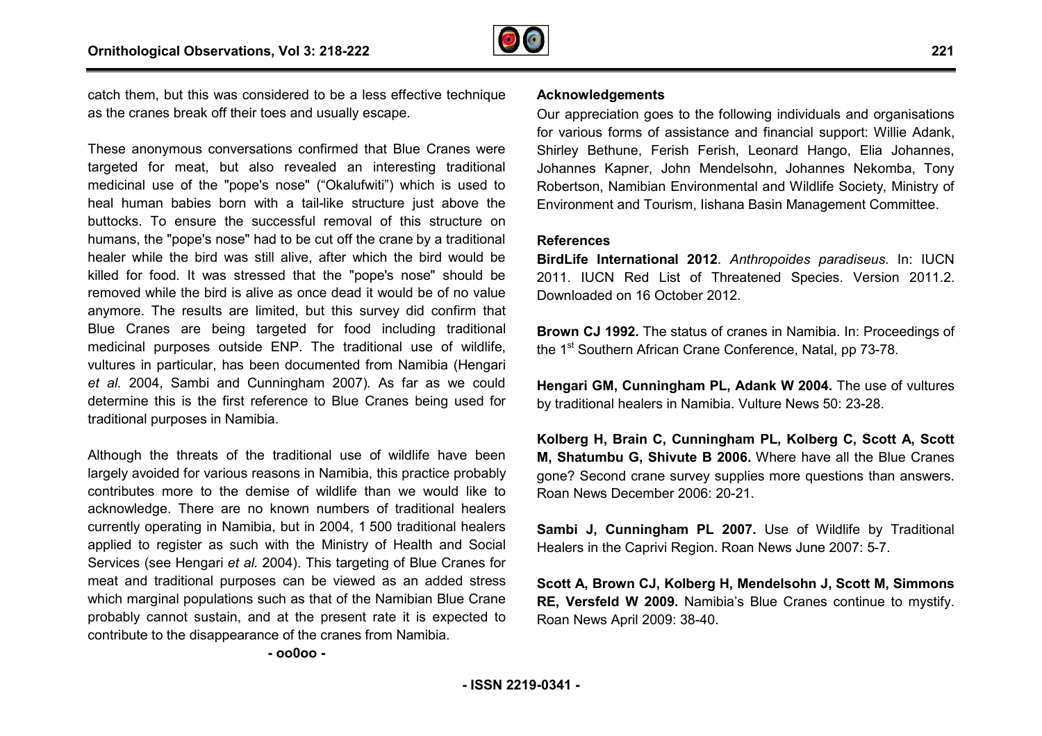catch them, but this was considered to be a less effective technique as the cranes break off their toes and usually escape.

These anonymous conversations confirmed that Blue Cranes were targeted for meat, but also revealed an interesting traditional medicinal use of the "pope's nose" ("Okalufwiti") which is used to heal human babies born with a tail-like structure just above the buttocks. To ensure the successful removal of this structure on humans, the "pope's nose" had to be cut off the crane by a traditional healer while the bird was still alive, after which the bird would be killed for food. It was stressed that the "pope's nose" should be removed while the bird is alive as once dead it would be of no value anymore. The results are limited, but this survey did confirm that Blue Cranes are being targeted for food including traditional medicinal purposes outside ENP. The traditional use of wildlife, vultures in particular, has been documented from Namibia (Hengari *et al.* 2004, Sambi and Cunningham 2007). As far as we could determine this is the first reference to Blue Cranes being used for traditional purposes in Namibia.

Although the threats of the traditional use of wildlife have been largely avoided for various reasons in Namibia, this practice probably contributes more to the demise of wildlife than we would like to acknowledge. There are no known numbers of traditional healers currently operating in Namibia, but in 2004, 1 500 traditional healers applied to register as such with the Ministry of Health and Social Services (see Hengari *et al.* 2004). This targeting of Blue Cranes for meat and traditional purposes can be viewed as an added stress which marginal populations such as that of the Namibian Blue Crane probably cannot sustain, and at the present rate it is expected to contribute to the disappearance of the cranes from Namibia.

**- oo0oo -**

## Acknowledgements

Our appreciation goes to the following individuals and organisations for various forms of assistance and financial support: Willie Adank, Shirley Bethune, Ferish Ferish, Leonard Hango, Elia Johannes, Johannes Kapner, John Mendelsohn, Johannes Nekomba, Tony Robertson, Namibian Environmental and Wildlife Society, Ministry of Environment and Tourism, Iishana Basin Management Committee.

## References

**BirdLife International 2012**. *Anthropoides paradiseus*. In: IUCN 2011. IUCN Red List of Threatened Species. Version 2011.2. Downloaded on 16 October 2012.

**Brown CJ 1992.** The status of cranes in Namibia. In: Proceedings of the 1st Southern African Crane Conference, Natal, pp 73-78.

**Hengari GM, Cunningham PL, Adank W 2004.** The use of vultures by traditional healers in Namibia. Vulture News 50: 23-28.

**Kolberg H, Brain C, Cunningham PL, Kolberg C, Scott A, Scott M, Shatumbu G, Shivute B 2006.** Where have all the Blue Cranes gone? Second crane survey supplies more questions than answers. Roan News December 2006: 20-21.

**Sambi J, Cunningham PL 2007.** Use of Wildlife by Traditional Healers in the Caprivi Region. Roan News June 2007: 5-7.

**Scott A, Brown CJ, Kolberg H, Mendelsohn J, Scott M, Simmons RE, Versfeld W 2009.** Namibia's Blue Cranes continue to mystify. Roan News April 2009: 38-40.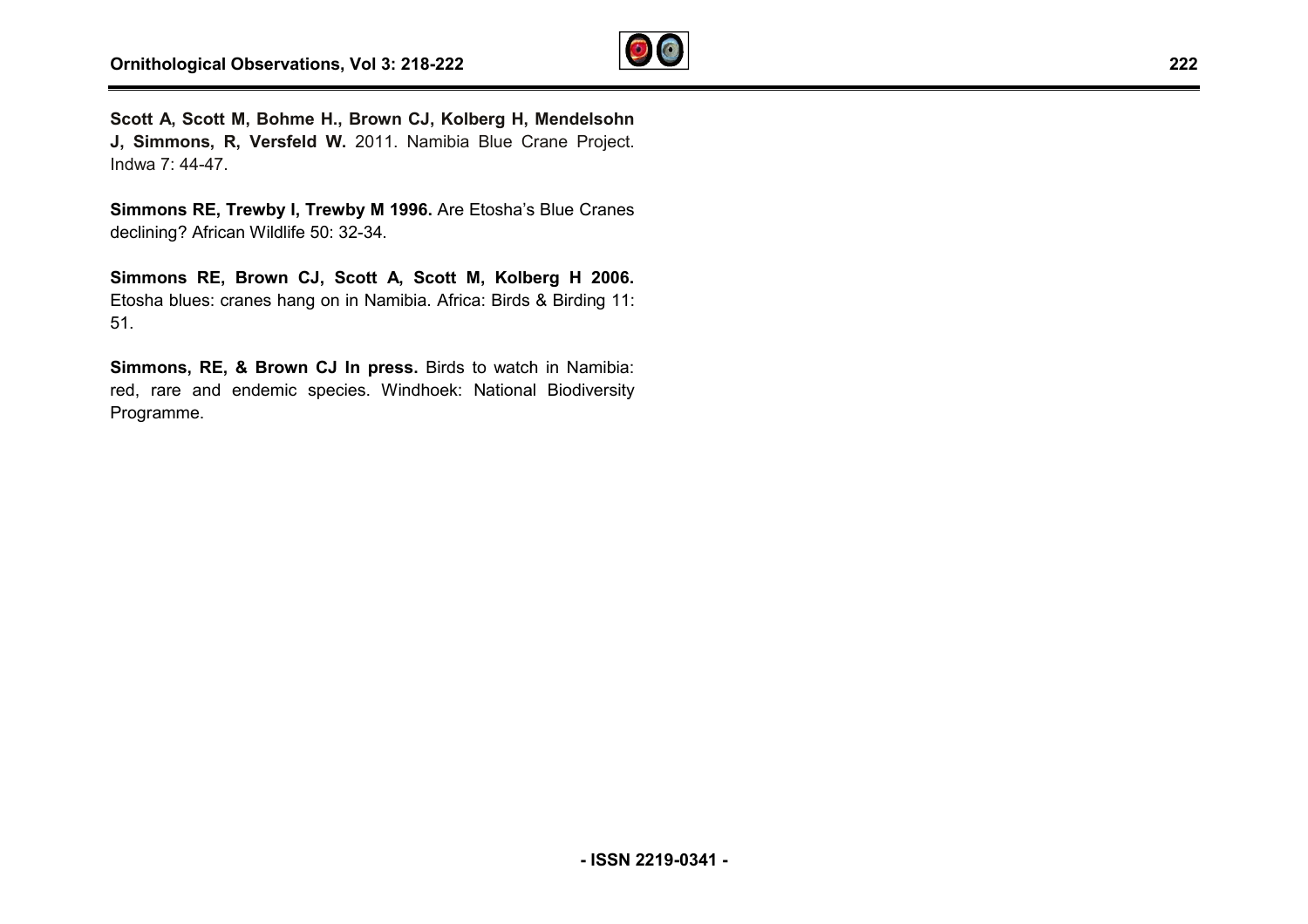**Scott A, Scott M, Bohme H., Brown CJ, Kolberg H, Mendelsohn J, Simmons, R, Versfeld W.** 2011. Namibia Blue Crane Project. Indwa 7: 44-47.

**Simmons RE, Trewby I, Trewby M 1996.** Are Etosha's Blue Cranes declining? African Wildlife 50: 32-34.

**Simmons RE, Brown CJ, Scott A, Scott M, Kolberg H 2006.** Etosha blues: cranes hang on in Namibia. Africa: Birds & Birding 11: 51.

**Simmons, RE, & Brown CJ In press.** Birds to watch in Namibia: red, rare and endemic species. Windhoek: National Biodiversity Programme.